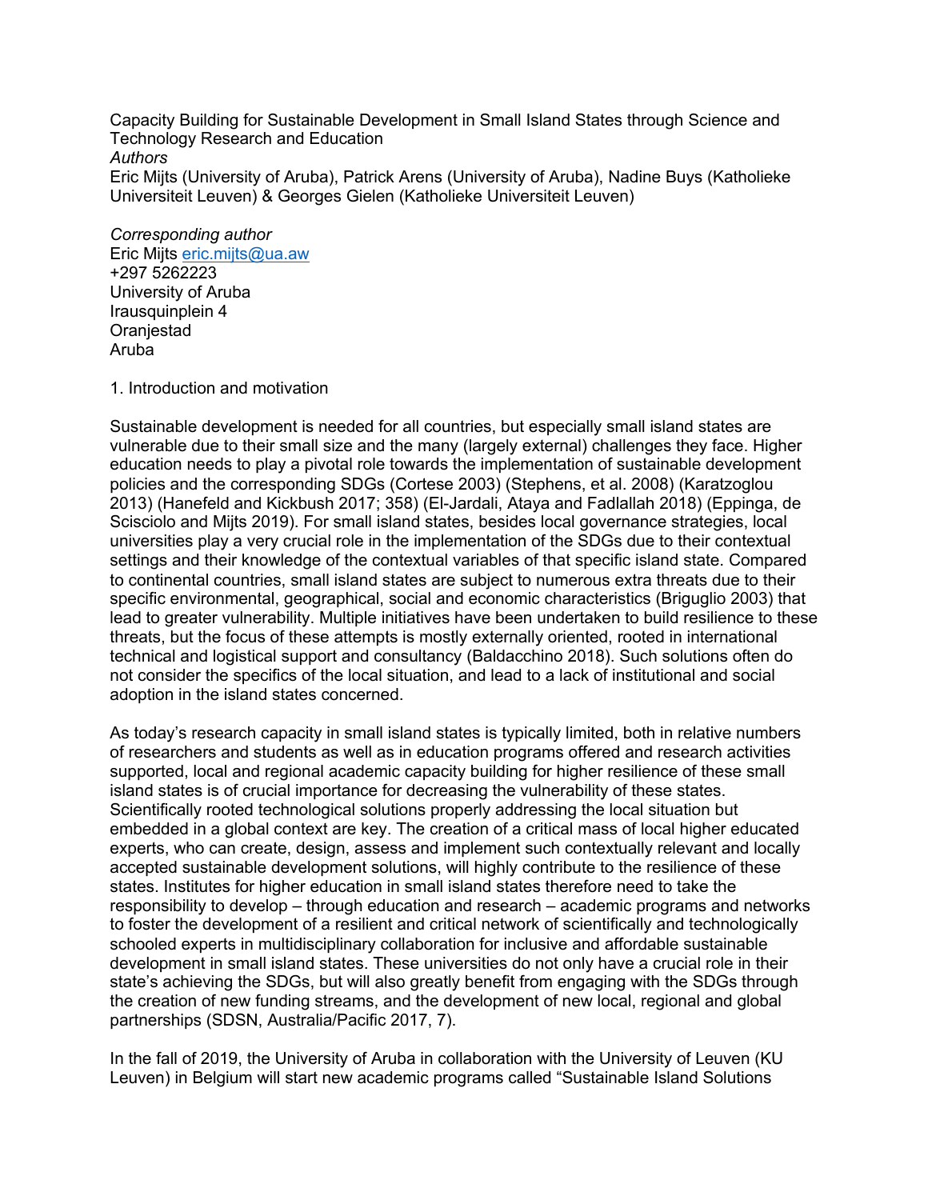# Capacity Building for Sustainable Development in Small Island States through Science and Technology Research and Education

*Authors*

Eric Mijts (University of Aruba), Patrick Arens (University of Aruba), Nadine Buys (Katholieke Universiteit Leuven) & Georges Gielen (Katholieke Universiteit Leuven)

*Corresponding author*

Eric Mijts eric.mijts@ua.aw
+297 5262223
University of Aruba
Irausquinplein 4
Oranjestad
Aruba

## 1. Introduction and motivation

Sustainable development is needed for all countries, but especially small island states are vulnerable due to their small size and the many (largely external) challenges they face. Higher education needs to play a pivotal role towards the implementation of sustainable development policies and the corresponding SDGs (Cortese 2003) (Stephens, et al. 2008) (Karatzoglou 2013) (Hanefeld and Kickbush 2017; 358) (El-Jardali, Ataya and Fadlallah 2018) (Eppinga, de Scisciolo and Mijts 2019). For small island states, besides local governance strategies, local universities play a very crucial role in the implementation of the SDGs due to their contextual settings and their knowledge of the contextual variables of that specific island state. Compared to continental countries, small island states are subject to numerous extra threats due to their specific environmental, geographical, social and economic characteristics (Briguglio 2003) that lead to greater vulnerability. Multiple initiatives have been undertaken to build resilience to these threats, but the focus of these attempts is mostly externally oriented, rooted in international technical and logistical support and consultancy (Baldacchino 2018). Such solutions often do not consider the specifics of the local situation, and lead to a lack of institutional and social adoption in the island states concerned.

As today's research capacity in small island states is typically limited, both in relative numbers of researchers and students as well as in education programs offered and research activities supported, local and regional academic capacity building for higher resilience of these small island states is of crucial importance for decreasing the vulnerability of these states. Scientifically rooted technological solutions properly addressing the local situation but embedded in a global context are key. The creation of a critical mass of local higher educated experts, who can create, design, assess and implement such contextually relevant and locally accepted sustainable development solutions, will highly contribute to the resilience of these states. Institutes for higher education in small island states therefore need to take the responsibility to develop – through education and research – academic programs and networks to foster the development of a resilient and critical network of scientifically and technologically schooled experts in multidisciplinary collaboration for inclusive and affordable sustainable development in small island states. These universities do not only have a crucial role in their state's achieving the SDGs, but will also greatly benefit from engaging with the SDGs through the creation of new funding streams, and the development of new local, regional and global partnerships (SDSN, Australia/Pacific 2017, 7).

In the fall of 2019, the University of Aruba in collaboration with the University of Leuven (KU Leuven) in Belgium will start new academic programs called "Sustainable Island Solutions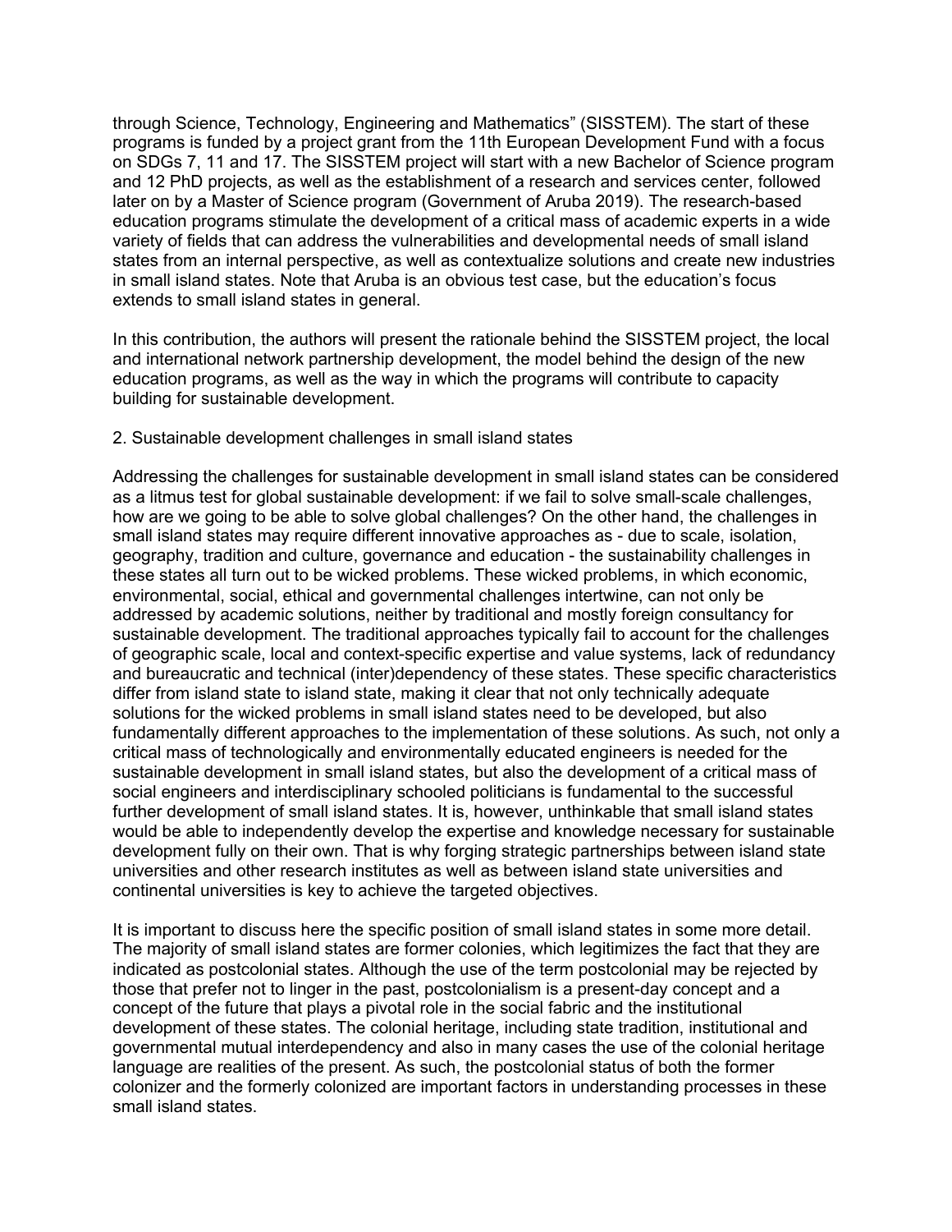through Science, Technology, Engineering and Mathematics" (SISSTEM). The start of these programs is funded by a project grant from the 11th European Development Fund with a focus on SDGs 7, 11 and 17. The SISSTEM project will start with a new Bachelor of Science program and 12 PhD projects, as well as the establishment of a research and services center, followed later on by a Master of Science program (Government of Aruba 2019). The research-based education programs stimulate the development of a critical mass of academic experts in a wide variety of fields that can address the vulnerabilities and developmental needs of small island states from an internal perspective, as well as contextualize solutions and create new industries in small island states. Note that Aruba is an obvious test case, but the education's focus extends to small island states in general.

In this contribution, the authors will present the rationale behind the SISSTEM project, the local and international network partnership development, the model behind the design of the new education programs, as well as the way in which the programs will contribute to capacity building for sustainable development.

## 2. Sustainable development challenges in small island states

Addressing the challenges for sustainable development in small island states can be considered as a litmus test for global sustainable development: if we fail to solve small-scale challenges, how are we going to be able to solve global challenges? On the other hand, the challenges in small island states may require different innovative approaches as - due to scale, isolation, geography, tradition and culture, governance and education - the sustainability challenges in these states all turn out to be wicked problems. These wicked problems, in which economic, environmental, social, ethical and governmental challenges intertwine, can not only be addressed by academic solutions, neither by traditional and mostly foreign consultancy for sustainable development. The traditional approaches typically fail to account for the challenges of geographic scale, local and context-specific expertise and value systems, lack of redundancy and bureaucratic and technical (inter)dependency of these states. These specific characteristics differ from island state to island state, making it clear that not only technically adequate solutions for the wicked problems in small island states need to be developed, but also fundamentally different approaches to the implementation of these solutions. As such, not only a critical mass of technologically and environmentally educated engineers is needed for the sustainable development in small island states, but also the development of a critical mass of social engineers and interdisciplinary schooled politicians is fundamental to the successful further development of small island states. It is, however, unthinkable that small island states would be able to independently develop the expertise and knowledge necessary for sustainable development fully on their own. That is why forging strategic partnerships between island state universities and other research institutes as well as between island state universities and continental universities is key to achieve the targeted objectives.

It is important to discuss here the specific position of small island states in some more detail. The majority of small island states are former colonies, which legitimizes the fact that they are indicated as postcolonial states. Although the use of the term postcolonial may be rejected by those that prefer not to linger in the past, postcolonialism is a present-day concept and a concept of the future that plays a pivotal role in the social fabric and the institutional development of these states. The colonial heritage, including state tradition, institutional and governmental mutual interdependency and also in many cases the use of the colonial heritage language are realities of the present. As such, the postcolonial status of both the former colonizer and the formerly colonized are important factors in understanding processes in these small island states.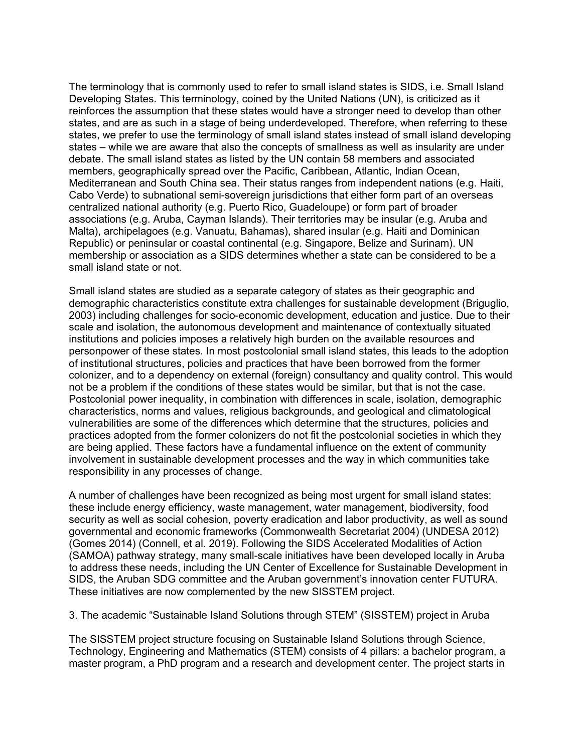The terminology that is commonly used to refer to small island states is SIDS, i.e. Small Island Developing States. This terminology, coined by the United Nations (UN), is criticized as it reinforces the assumption that these states would have a stronger need to develop than other states, and are as such in a stage of being underdeveloped. Therefore, when referring to these states, we prefer to use the terminology of small island states instead of small island developing states – while we are aware that also the concepts of smallness as well as insularity are under debate. The small island states as listed by the UN contain 58 members and associated members, geographically spread over the Pacific, Caribbean, Atlantic, Indian Ocean, Mediterranean and South China sea. Their status ranges from independent nations (e.g. Haiti, Cabo Verde) to subnational semi-sovereign jurisdictions that either form part of an overseas centralized national authority (e.g. Puerto Rico, Guadeloupe) or form part of broader associations (e.g. Aruba, Cayman Islands). Their territories may be insular (e.g. Aruba and Malta), archipelagoes (e.g. Vanuatu, Bahamas), shared insular (e.g. Haiti and Dominican Republic) or peninsular or coastal continental (e.g. Singapore, Belize and Surinam). UN membership or association as a SIDS determines whether a state can be considered to be a small island state or not.

Small island states are studied as a separate category of states as their geographic and demographic characteristics constitute extra challenges for sustainable development (Briguglio, 2003) including challenges for socio-economic development, education and justice. Due to their scale and isolation, the autonomous development and maintenance of contextually situated institutions and policies imposes a relatively high burden on the available resources and personpower of these states. In most postcolonial small island states, this leads to the adoption of institutional structures, policies and practices that have been borrowed from the former colonizer, and to a dependency on external (foreign) consultancy and quality control. This would not be a problem if the conditions of these states would be similar, but that is not the case. Postcolonial power inequality, in combination with differences in scale, isolation, demographic characteristics, norms and values, religious backgrounds, and geological and climatological vulnerabilities are some of the differences which determine that the structures, policies and practices adopted from the former colonizers do not fit the postcolonial societies in which they are being applied. These factors have a fundamental influence on the extent of community involvement in sustainable development processes and the way in which communities take responsibility in any processes of change.

A number of challenges have been recognized as being most urgent for small island states: these include energy efficiency, waste management, water management, biodiversity, food security as well as social cohesion, poverty eradication and labor productivity, as well as sound governmental and economic frameworks (Commonwealth Secretariat 2004) (UNDESA 2012) (Gomes 2014) (Connell, et al. 2019). Following the SIDS Accelerated Modalities of Action (SAMOA) pathway strategy, many small-scale initiatives have been developed locally in Aruba to address these needs, including the UN Center of Excellence for Sustainable Development in SIDS, the Aruban SDG committee and the Aruban government's innovation center FUTURA. These initiatives are now complemented by the new SISSTEM project.

## 3. The academic "Sustainable Island Solutions through STEM" (SISSTEM) project in Aruba

The SISSTEM project structure focusing on Sustainable Island Solutions through Science, Technology, Engineering and Mathematics (STEM) consists of 4 pillars: a bachelor program, a master program, a PhD program and a research and development center. The project starts in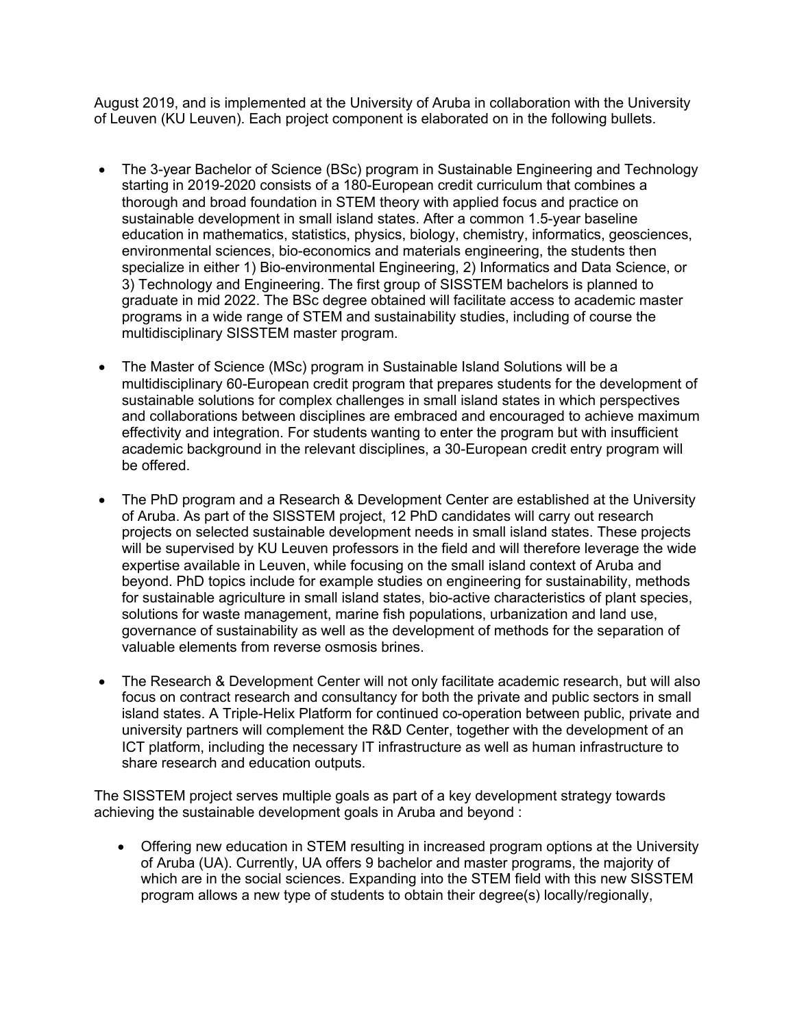August 2019, and is implemented at the University of Aruba in collaboration with the University of Leuven (KU Leuven). Each project component is elaborated on in the following bullets.

- The 3-year Bachelor of Science (BSc) program in Sustainable Engineering and Technology starting in 2019-2020 consists of a 180-European credit curriculum that combines a thorough and broad foundation in STEM theory with applied focus and practice on sustainable development in small island states. After a common 1.5-year baseline education in mathematics, statistics, physics, biology, chemistry, informatics, geosciences, environmental sciences, bio-economics and materials engineering, the students then specialize in either 1) Bio-environmental Engineering, 2) Informatics and Data Science, or 3) Technology and Engineering. The first group of SISSTEM bachelors is planned to graduate in mid 2022. The BSc degree obtained will facilitate access to academic master programs in a wide range of STEM and sustainability studies, including of course the multidisciplinary SISSTEM master program.

- The Master of Science (MSc) program in Sustainable Island Solutions will be a multidisciplinary 60-European credit program that prepares students for the development of sustainable solutions for complex challenges in small island states in which perspectives and collaborations between disciplines are embraced and encouraged to achieve maximum effectivity and integration. For students wanting to enter the program but with insufficient academic background in the relevant disciplines, a 30-European credit entry program will be offered.

- The PhD program and a Research & Development Center are established at the University of Aruba. As part of the SISSTEM project, 12 PhD candidates will carry out research projects on selected sustainable development needs in small island states. These projects will be supervised by KU Leuven professors in the field and will therefore leverage the wide expertise available in Leuven, while focusing on the small island context of Aruba and beyond. PhD topics include for example studies on engineering for sustainability, methods for sustainable agriculture in small island states, bio-active characteristics of plant species, solutions for waste management, marine fish populations, urbanization and land use, governance of sustainability as well as the development of methods for the separation of valuable elements from reverse osmosis brines.

- The Research & Development Center will not only facilitate academic research, but will also focus on contract research and consultancy for both the private and public sectors in small island states. A Triple-Helix Platform for continued co-operation between public, private and university partners will complement the R&D Center, together with the development of an ICT platform, including the necessary IT infrastructure as well as human infrastructure to share research and education outputs.

The SISSTEM project serves multiple goals as part of a key development strategy towards achieving the sustainable development goals in Aruba and beyond :

- Offering new education in STEM resulting in increased program options at the University of Aruba (UA). Currently, UA offers 9 bachelor and master programs, the majority of which are in the social sciences. Expanding into the STEM field with this new SISSTEM program allows a new type of students to obtain their degree(s) locally/regionally,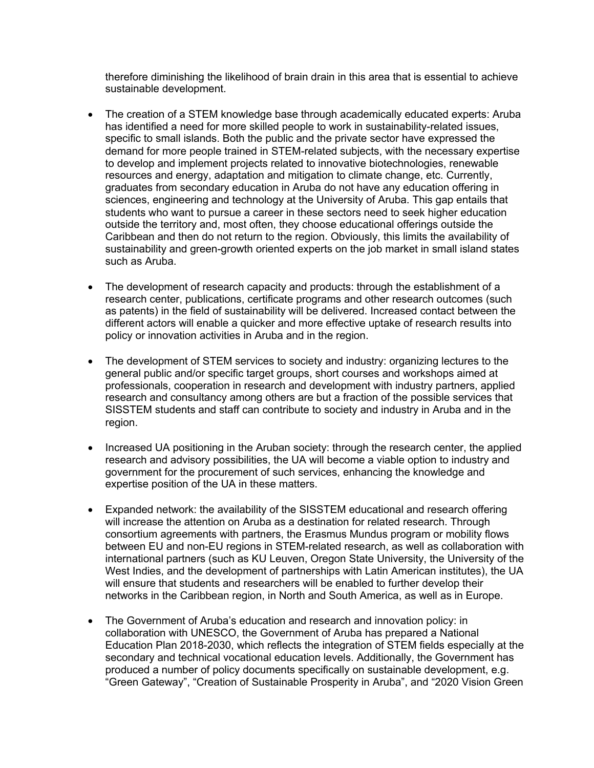therefore diminishing the likelihood of brain drain in this area that is essential to achieve sustainable development.

- The creation of a STEM knowledge base through academically educated experts: Aruba has identified a need for more skilled people to work in sustainability-related issues, specific to small islands. Both the public and the private sector have expressed the demand for more people trained in STEM-related subjects, with the necessary expertise to develop and implement projects related to innovative biotechnologies, renewable resources and energy, adaptation and mitigation to climate change, etc. Currently, graduates from secondary education in Aruba do not have any education offering in sciences, engineering and technology at the University of Aruba. This gap entails that students who want to pursue a career in these sectors need to seek higher education outside the territory and, most often, they choose educational offerings outside the Caribbean and then do not return to the region. Obviously, this limits the availability of sustainability and green-growth oriented experts on the job market in small island states such as Aruba.

- The development of research capacity and products: through the establishment of a research center, publications, certificate programs and other research outcomes (such as patents) in the field of sustainability will be delivered. Increased contact between the different actors will enable a quicker and more effective uptake of research results into policy or innovation activities in Aruba and in the region.

- The development of STEM services to society and industry: organizing lectures to the general public and/or specific target groups, short courses and workshops aimed at professionals, cooperation in research and development with industry partners, applied research and consultancy among others are but a fraction of the possible services that SISSTEM students and staff can contribute to society and industry in Aruba and in the region.

- Increased UA positioning in the Aruban society: through the research center, the applied research and advisory possibilities, the UA will become a viable option to industry and government for the procurement of such services, enhancing the knowledge and expertise position of the UA in these matters.

- Expanded network: the availability of the SISSTEM educational and research offering will increase the attention on Aruba as a destination for related research. Through consortium agreements with partners, the Erasmus Mundus program or mobility flows between EU and non-EU regions in STEM-related research, as well as collaboration with international partners (such as KU Leuven, Oregon State University, the University of the West Indies, and the development of partnerships with Latin American institutes), the UA will ensure that students and researchers will be enabled to further develop their networks in the Caribbean region, in North and South America, as well as in Europe.

- The Government of Aruba's education and research and innovation policy: in collaboration with UNESCO, the Government of Aruba has prepared a National Education Plan 2018-2030, which reflects the integration of STEM fields especially at the secondary and technical vocational education levels. Additionally, the Government has produced a number of policy documents specifically on sustainable development, e.g. "Green Gateway", "Creation of Sustainable Prosperity in Aruba", and "2020 Vision Green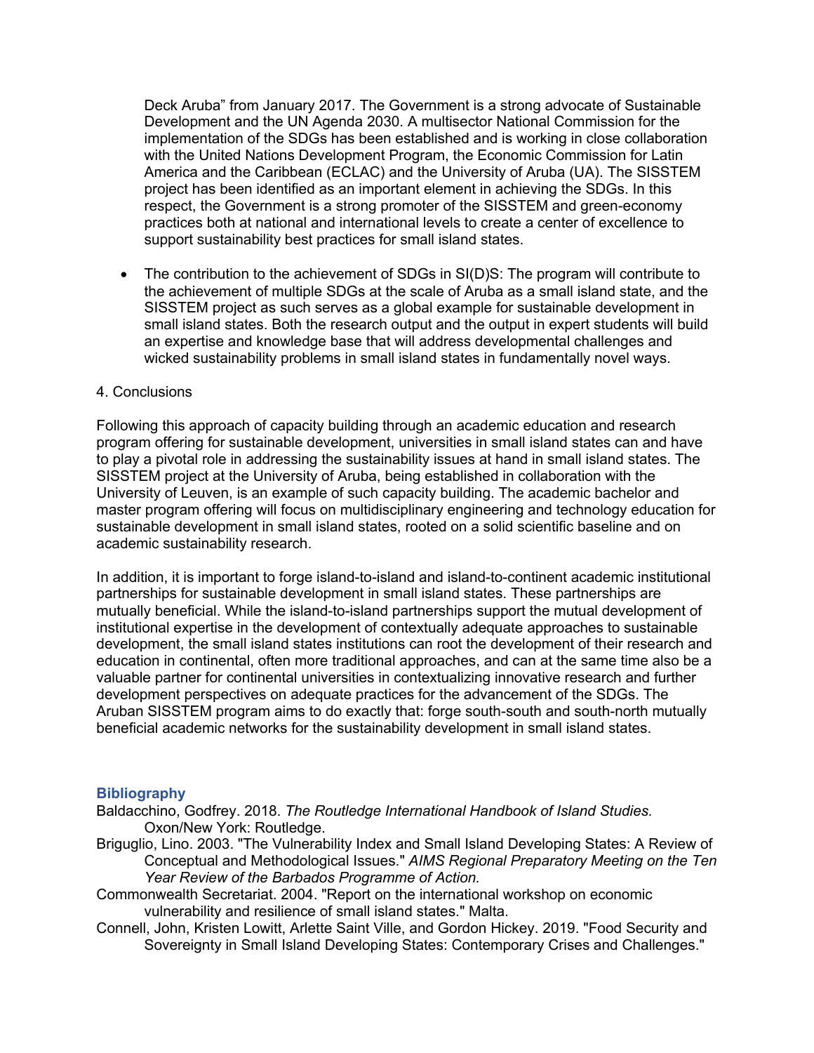Deck Aruba" from January 2017. The Government is a strong advocate of Sustainable Development and the UN Agenda 2030. A multisector National Commission for the implementation of the SDGs has been established and is working in close collaboration with the United Nations Development Program, the Economic Commission for Latin America and the Caribbean (ECLAC) and the University of Aruba (UA). The SISSTEM project has been identified as an important element in achieving the SDGs. In this respect, the Government is a strong promoter of the SISSTEM and green-economy practices both at national and international levels to create a center of excellence to support sustainability best practices for small island states.

- The contribution to the achievement of SDGs in SI(D)S: The program will contribute to the achievement of multiple SDGs at the scale of Aruba as a small island state, and the SISSTEM project as such serves as a global example for sustainable development in small island states. Both the research output and the output in expert students will build an expertise and knowledge base that will address developmental challenges and wicked sustainability problems in small island states in fundamentally novel ways.

## 4. Conclusions

Following this approach of capacity building through an academic education and research program offering for sustainable development, universities in small island states can and have to play a pivotal role in addressing the sustainability issues at hand in small island states. The SISSTEM project at the University of Aruba, being established in collaboration with the University of Leuven, is an example of such capacity building. The academic bachelor and master program offering will focus on multidisciplinary engineering and technology education for sustainable development in small island states, rooted on a solid scientific baseline and on academic sustainability research.

In addition, it is important to forge island-to-island and island-to-continent academic institutional partnerships for sustainable development in small island states. These partnerships are mutually beneficial. While the island-to-island partnerships support the mutual development of institutional expertise in the development of contextually adequate approaches to sustainable development, the small island states institutions can root the development of their research and education in continental, often more traditional approaches, and can at the same time also be a valuable partner for continental universities in contextualizing innovative research and further development perspectives on adequate practices for the advancement of the SDGs. The Aruban SISSTEM program aims to do exactly that: forge south-south and south-north mutually beneficial academic networks for the sustainability development in small island states.

## Bibliography

Baldacchino, Godfrey. 2018. *The Routledge International Handbook of Island Studies.* Oxon/New York: Routledge.

Briguglio, Lino. 2003. "The Vulnerability Index and Small Island Developing States: A Review of Conceptual and Methodological Issues." *AIMS Regional Preparatory Meeting on the Ten Year Review of the Barbados Programme of Action.*

Commonwealth Secretariat. 2004. "Report on the international workshop on economic vulnerability and resilience of small island states." Malta.

Connell, John, Kristen Lowitt, Arlette Saint Ville, and Gordon Hickey. 2019. "Food Security and Sovereignty in Small Island Developing States: Contemporary Crises and Challenges."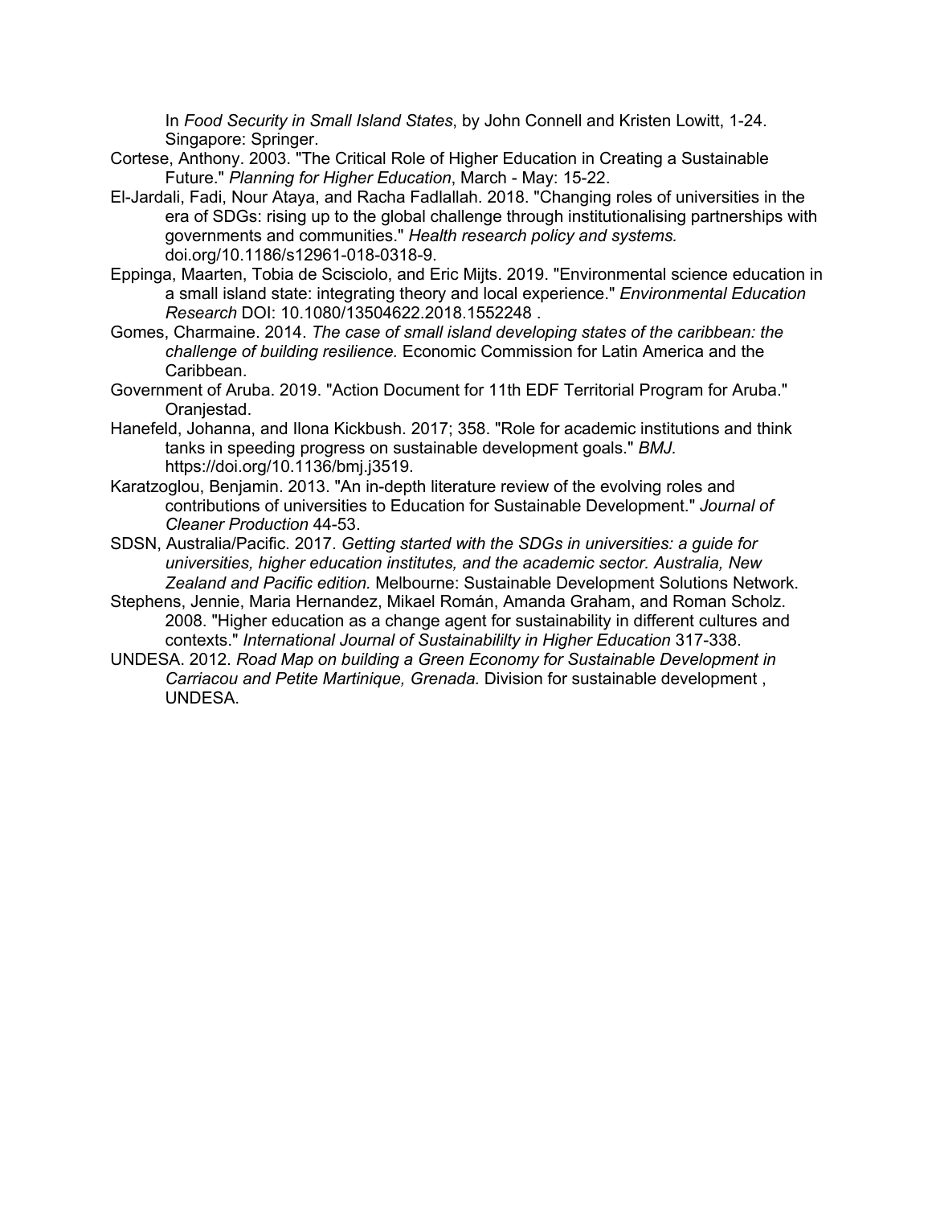In *Food Security in Small Island States*, by John Connell and Kristen Lowitt, 1-24. Singapore: Springer.

Cortese, Anthony. 2003. "The Critical Role of Higher Education in Creating a Sustainable Future." *Planning for Higher Education*, March - May: 15-22.

El-Jardali, Fadi, Nour Ataya, and Racha Fadlallah. 2018. "Changing roles of universities in the era of SDGs: rising up to the global challenge through institutionalising partnerships with governments and communities." *Health research policy and systems.* doi.org/10.1186/s12961-018-0318-9.

Eppinga, Maarten, Tobia de Scisciolo, and Eric Mijts. 2019. "Environmental science education in a small island state: integrating theory and local experience." *Environmental Education Research* DOI: 10.1080/13504622.2018.1552248 .

Gomes, Charmaine. 2014. *The case of small island developing states of the caribbean: the challenge of building resilience.* Economic Commission for Latin America and the Caribbean.

Government of Aruba. 2019. "Action Document for 11th EDF Territorial Program for Aruba." Oranjestad.

Hanefeld, Johanna, and Ilona Kickbush. 2017; 358. "Role for academic institutions and think tanks in speeding progress on sustainable development goals." *BMJ.* https://doi.org/10.1136/bmj.j3519.

Karatzoglou, Benjamin. 2013. "An in-depth literature review of the evolving roles and contributions of universities to Education for Sustainable Development." *Journal of Cleaner Production* 44-53.

SDSN, Australia/Pacific. 2017. *Getting started with the SDGs in universities: a guide for universities, higher education institutes, and the academic sector. Australia, New Zealand and Pacific edition.* Melbourne: Sustainable Development Solutions Network.

Stephens, Jennie, Maria Hernandez, Mikael Román, Amanda Graham, and Roman Scholz. 2008. "Higher education as a change agent for sustainability in different cultures and contexts." *International Journal of Sustainabililty in Higher Education* 317-338.

UNDESA. 2012. *Road Map on building a Green Economy for Sustainable Development in Carriacou and Petite Martinique, Grenada.* Division for sustainable development , UNDESA.